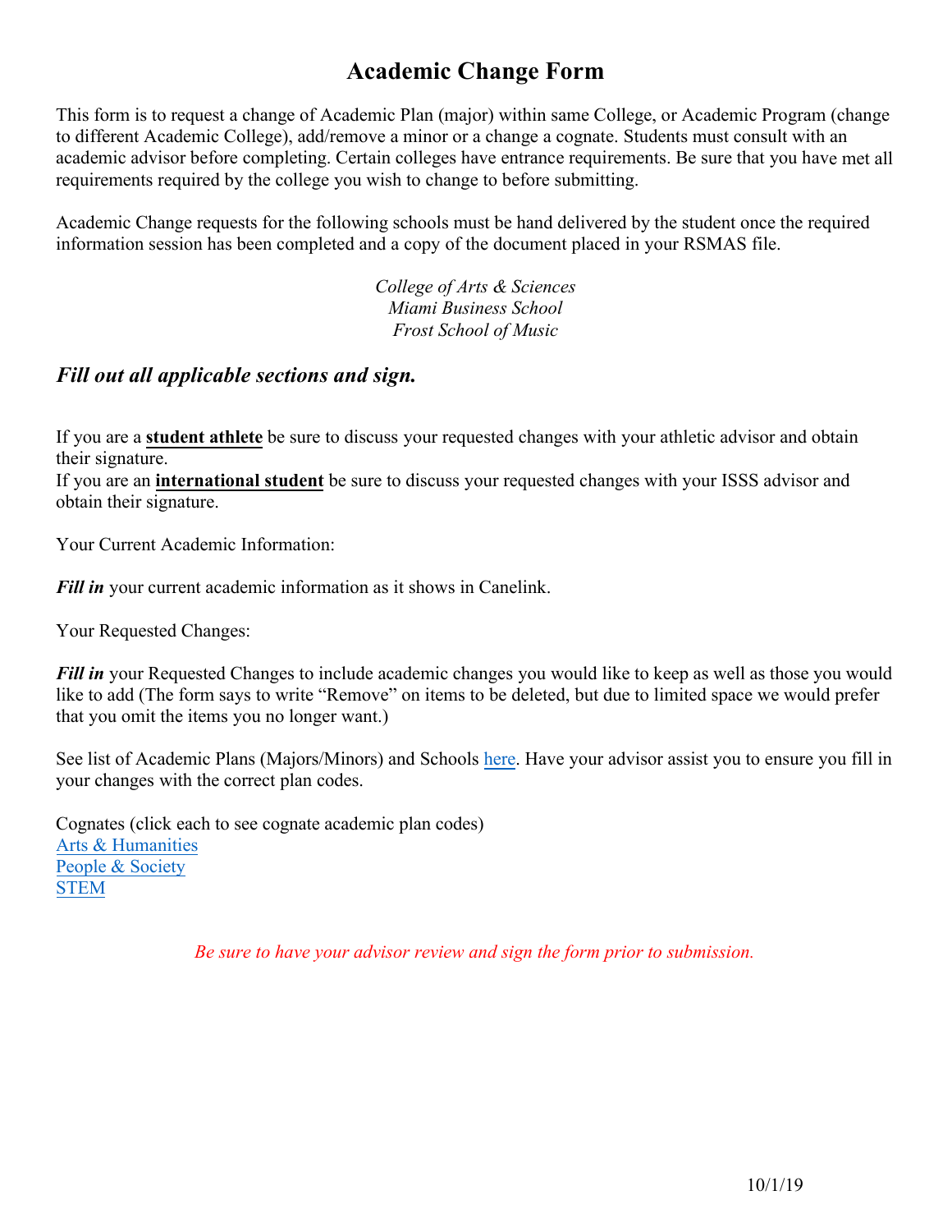# Academic Change Form

This form is to request a change of Academic Plan (major) within same College, or Academic Program (change to different Academic College), add/remove a minor or a change a cognate. Students must consult with an academic advisor before completing. Certain colleges have entrance requirements. Be sure that you have met all requirements required by the college you wish to change to before submitting.

Academic Change requests for the following schools must be hand delivered by the student once the required information session has been completed and a copy of the document placed in your RSMAS file.

*College of Arts & Sciences*
*Miami Business School*
*Frost School of Music*

## *Fill out all applicable sections and sign.*

If you are a **student athlete** be sure to discuss your requested changes with your athletic advisor and obtain their signature.
If you are an **international student** be sure to discuss your requested changes with your ISSS advisor and obtain their signature.

Your Current Academic Information:

***Fill in*** your current academic information as it shows in Canelink.

Your Requested Changes:

***Fill in*** your Requested Changes to include academic changes you would like to keep as well as those you would like to add (The form says to write "Remove" on items to be deleted, but due to limited space we would prefer that you omit the items you no longer want.)

See list of Academic Plans (Majors/Minors) and Schools here. Have your advisor assist you to ensure you fill in your changes with the correct plan codes.

Cognates (click each to see cognate academic plan codes)
Arts & Humanities
People & Society
STEM

*Be sure to have your advisor review and sign the form prior to submission.*

10/1/19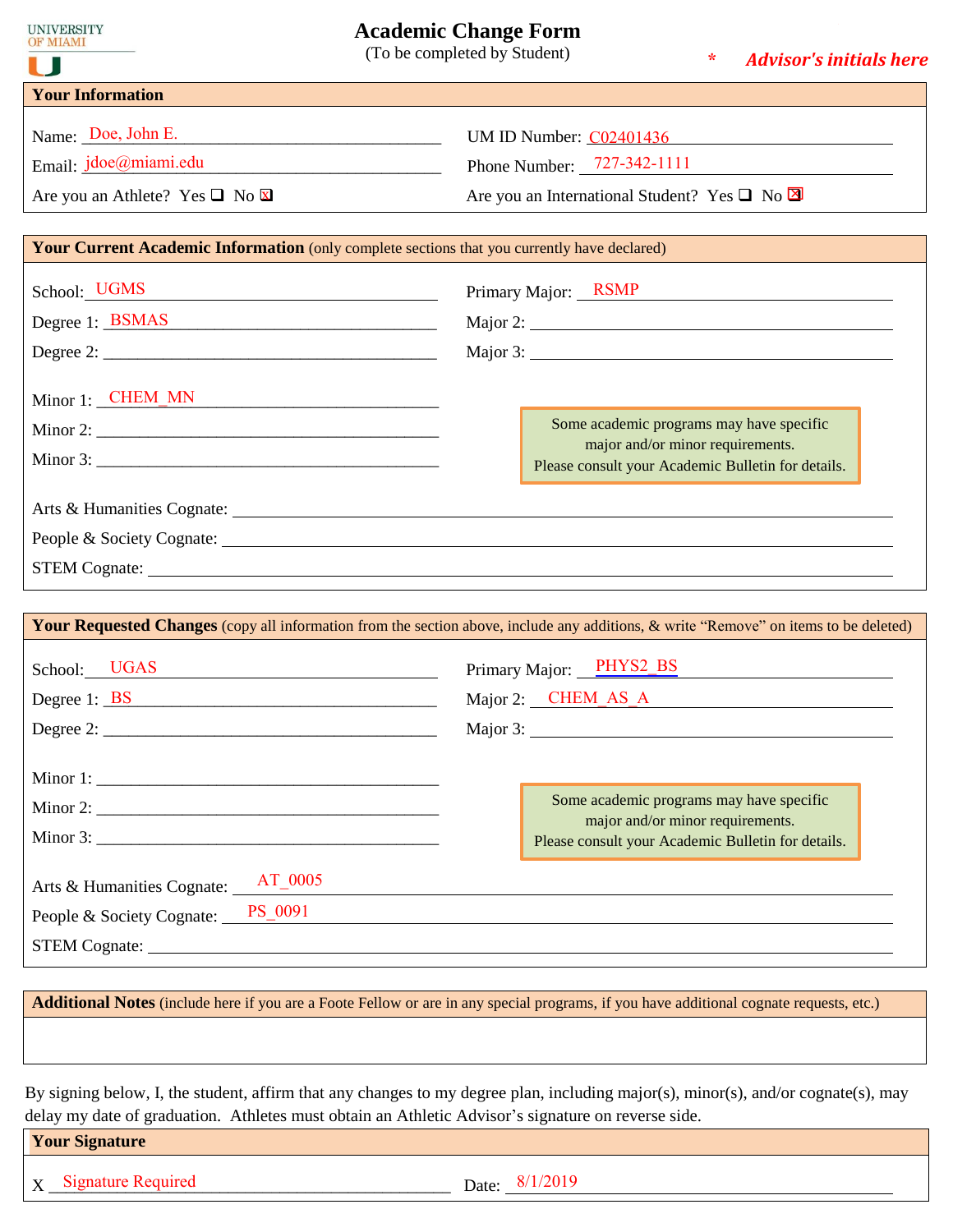UNIVERSITY OF MIAMI

# Academic Change Form

(To be completed by Student)

\* *Advisor's initials here*

## Your Information

Name: Doe, John E.

UM ID Number: C02401436

Email: jdoe@miami.edu

Phone Number: 727-342-1111

Are you an Athlete? Yes ☐ No ☒

Are you an International Student? Yes ☐ No ☒

## Your Current Academic Information (only complete sections that you currently have declared)

School: UGMS

Primary Major: RSMP

Degree 1: BSMAS

Major 2: \_\_\_\_\_\_\_\_\_\_

Degree 2: \_\_\_\_\_\_\_\_\_\_

Major 3: \_\_\_\_\_\_\_\_\_\_

Minor 1: CHEM_MN

Minor 2: \_\_\_\_\_\_\_\_\_\_

Minor 3: \_\_\_\_\_\_\_\_\_\_

> Some academic programs may have specific major and/or minor requirements.
> Please consult your Academic Bulletin for details.

Arts & Humanities Cognate: \_\_\_\_\_\_\_\_\_\_

People & Society Cognate: \_\_\_\_\_\_\_\_\_\_

STEM Cognate: \_\_\_\_\_\_\_\_\_\_

## Your Requested Changes (copy all information from the section above, include any additions, & write "Remove" on items to be deleted)

School: UGAS

Primary Major: PHYS2_BS

Degree 1: BS

Major 2: CHEM_AS_A

Degree 2: \_\_\_\_\_\_\_\_\_\_

Major 3: \_\_\_\_\_\_\_\_\_\_

Minor 1: \_\_\_\_\_\_\_\_\_\_

Minor 2: \_\_\_\_\_\_\_\_\_\_

Minor 3: \_\_\_\_\_\_\_\_\_\_

> Some academic programs may have specific major and/or minor requirements.
> Please consult your Academic Bulletin for details.

Arts & Humanities Cognate: AT_0005

People & Society Cognate: PS_0091

STEM Cognate: \_\_\_\_\_\_\_\_\_\_

## Additional Notes (include here if you are a Foote Fellow or are in any special programs, if you have additional cognate requests, etc.)

By signing below, I, the student, affirm that any changes to my degree plan, including major(s), minor(s), and/or cognate(s), may delay my date of graduation. Athletes must obtain an Athletic Advisor's signature on reverse side.

## Your Signature

X Signature Required

Date: 8/1/2019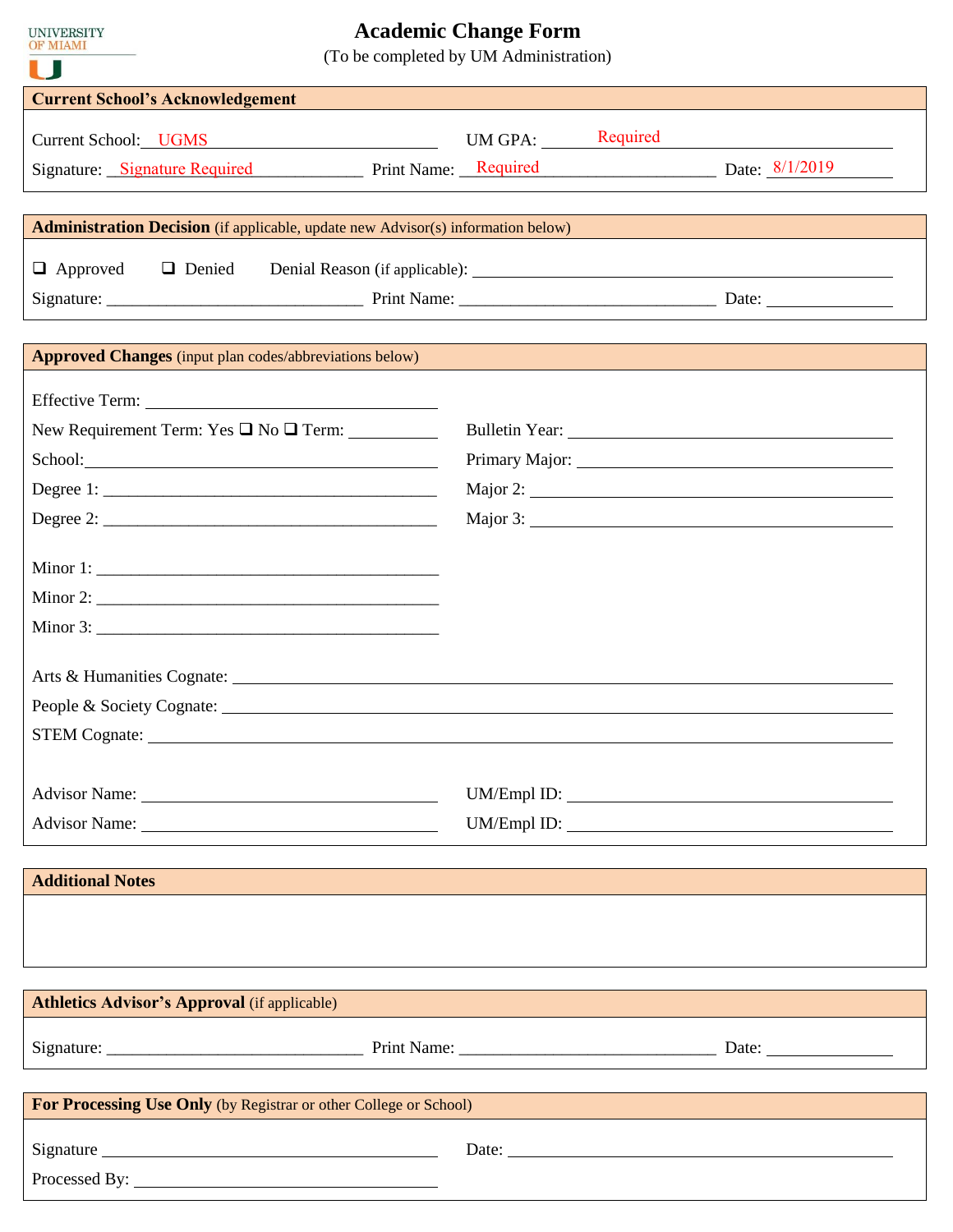UNIVERSITY OF MIAMI

# Academic Change Form

(To be completed by UM Administration)

## Current School's Acknowledgement

Current School: UGMS UM GPA: Required

Signature: Signature Required Print Name: Required Date: 8/1/2019

## Administration Decision (if applicable, update new Advisor(s) information below)

❑ Approved ❑ Denied Denial Reason (if applicable): ______________________________

Signature: ______________________ Print Name: ______________________ Date: ____________

## Approved Changes (input plan codes/abbreviations below)

Effective Term: ______________________

New Requirement Term: Yes ❑ No ❑ Term: __________ Bulletin Year: ______________________

School: ______________________ Primary Major: ______________________

Degree 1: ______________________ Major 2: ______________________

Degree 2: ______________________ Major 3: ______________________

Minor 1: ______________________

Minor 2: ______________________

Minor 3: ______________________

Arts & Humanities Cognate: ______________________

People & Society Cognate: ______________________

STEM Cognate: ______________________

Advisor Name: ______________________ UM/Empl ID: ______________________

Advisor Name: ______________________ UM/Empl ID: ______________________

## Additional Notes

## Athletics Advisor's Approval (if applicable)

Signature: ______________________ Print Name: ______________________ Date: ____________

## For Processing Use Only (by Registrar or other College or School)

Signature ______________________ Date: ______________________

Processed By: ______________________